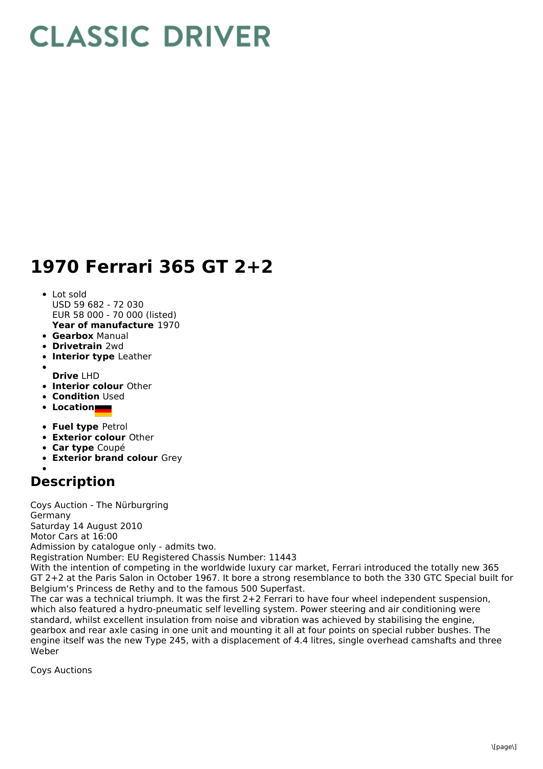# CLASSIC DRIVER

# 1970 Ferrari 365 GT 2+2

- Lot sold
  USD 59 682 - 72 030
  EUR 58 000 - 70 000 (listed)
  **Year of manufacture** 1970
- **Gearbox** Manual
- **Drivetrain** 2wd
- **Interior type** Leather
- **Drive** LHD
- **Interior colour** Other
- **Condition** Used
- **Location**
- **Fuel type** Petrol
- **Exterior colour** Other
- **Car type** Coupé
- **Exterior brand colour** Grey

## Description

Coys Auction - The Nürburgring
Germany
Saturday 14 August 2010
Motor Cars at 16:00
Admission by catalogue only - admits two.
Registration Number: EU Registered Chassis Number: 11443
With the intention of competing in the worldwide luxury car market, Ferrari introduced the totally new 365 GT 2+2 at the Paris Salon in October 1967. It bore a strong resemblance to both the 330 GTC Special built for Belgium's Princess de Rethy and to the famous 500 Superfast.
The car was a technical triumph. It was the first 2+2 Ferrari to have four wheel independent suspension, which also featured a hydro-pneumatic self levelling system. Power steering and air conditioning were standard, whilst excellent insulation from noise and vibration was achieved by stabilising the engine, gearbox and rear axle casing in one unit and mounting it all at four points on special rubber bushes. The engine itself was the new Type 245, with a displacement of 4.4 litres, single overhead camshafts and three Weber

Coys Auctions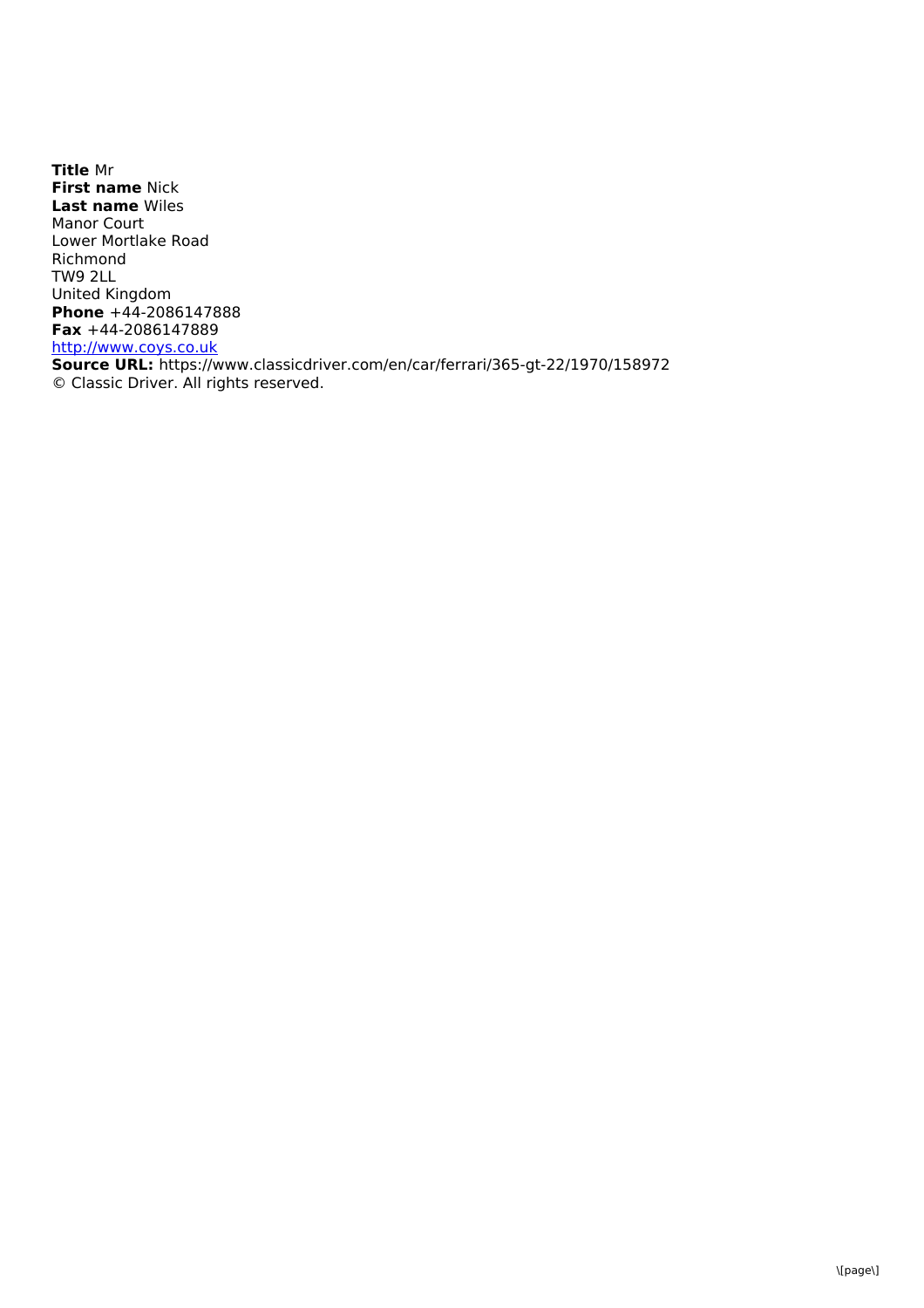**Title** Mr  
**First name** Nick  
**Last name** Wiles  
Manor Court  
Lower Mortlake Road  
Richmond  
TW9 2LL  
United Kingdom  
**Phone** +44-2086147888  
**Fax** +44-2086147889  
[http://www.coys.co.uk](http://www.coys.co.uk)  
**Source URL:** https://www.classicdriver.com/en/car/ferrari/365-gt-22/1970/158972  
© Classic Driver. All rights reserved.